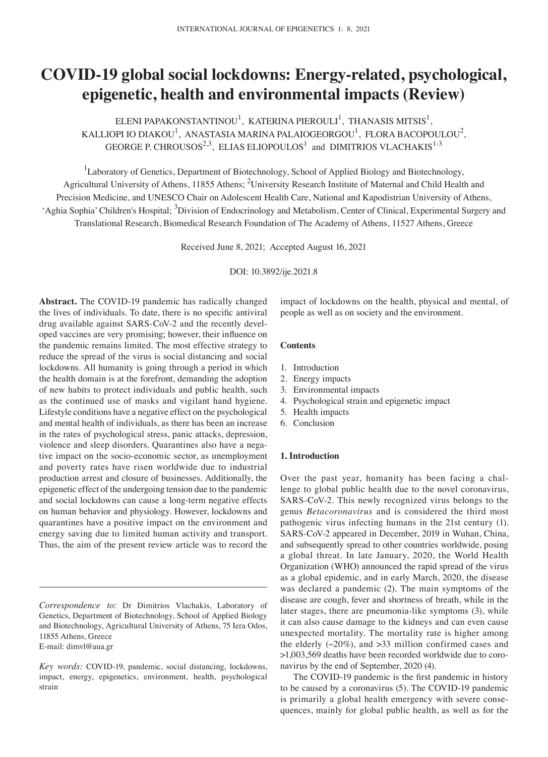# COVID-19 global social lockdowns: Energy-related, psychological, epigenetic, health and environmental impacts (Review)

ELENI PAPAKONSTANTINOU[1], KATERINA PIEROULI[1], THANASIS MITSIS[1], KALLIOPI IO DIAKOU[1], ANASTASIA MARINA PALAIOGEORGOU[1], FLORA BACOPOULOU[2], GEORGE P. CHROUSOS[2,3], ELIAS ELIOPOULOS[1] and DIMITRIOS VLACHAKIS[1-3]

[1]Laboratory of Genetics, Department of Biotechnology, School of Applied Biology and Biotechnology, Agricultural University of Athens, 11855 Athens; [2]University Research Institute of Maternal and Child Health and Precision Medicine, and UNESCO Chair on Adolescent Health Care, National and Kapodistrian University of Athens, 'Aghia Sophia' Children's Hospital; [3]Division of Endocrinology and Metabolism, Center of Clinical, Experimental Surgery and Translational Research, Biomedical Research Foundation of The Academy of Athens, 11527 Athens, Greece

Received June 8, 2021; Accepted August 16, 2021

DOI: 10.3892/ije.2021.8

**Abstract.** The COVID-19 pandemic has radically changed the lives of individuals. To date, there is no specific antiviral drug available against SARS-CoV-2 and the recently developed vaccines are very promising; however, their influence on the pandemic remains limited. The most effective strategy to reduce the spread of the virus is social distancing and social lockdowns. All humanity is going through a period in which the health domain is at the forefront, demanding the adoption of new habits to protect individuals and public health, such as the continued use of masks and vigilant hand hygiene. Lifestyle conditions have a negative effect on the psychological and mental health of individuals, as there has been an increase in the rates of psychological stress, panic attacks, depression, violence and sleep disorders. Quarantines also have a negative impact on the socio-economic sector, as unemployment and poverty rates have risen worldwide due to industrial production arrest and closure of businesses. Additionally, the epigenetic effect of the undergoing tension due to the pandemic and social lockdowns can cause a long-term negative effects on human behavior and physiology. However, lockdowns and quarantines have a positive impact on the environment and energy saving due to limited human activity and transport. Thus, the aim of the present review article was to record the impact of lockdowns on the health, physical and mental, of people as well as on society and the environment.

*Correspondence to:* Dr Dimitrios Vlachakis, Laboratory of Genetics, Department of Biotechnology, School of Applied Biology and Biotechnology, Agricultural University of Athens, 75 Iera Odos, 11855 Athens, Greece
E-mail: dimvl@aua.gr

*Key words:* COVID-19, pandemic, social distancing, lockdowns, impact, energy, epigenetics, environment, health, psychological strain

**Contents**

1. Introduction
2. Energy impacts
3. Environmental impacts
4. Psychological strain and epigenetic impact
5. Health impacts
6. Conclusion

## 1. Introduction

Over the past year, humanity has been facing a challenge to global public health due to the novel coronavirus, SARS-CoV-2. This newly recognized virus belongs to the genus *Betacoronavirus* and is considered the third most pathogenic virus infecting humans in the 21st century (1). SARS-CoV-2 appeared in December, 2019 in Wuhan, China, and subsequently spread to other countries worldwide, posing a global threat. In late January, 2020, the World Health Organization (WHO) announced the rapid spread of the virus as a global epidemic, and in early March, 2020, the disease was declared a pandemic (2). The main symptoms of the disease are cough, fever and shortness of breath, while in the later stages, there are pneumonia-like symptoms (3), while it can also cause damage to the kidneys and can even cause unexpected mortality. The mortality rate is higher among the elderly (~20%), and >33 million confirmed cases and >1,003,569 deaths have been recorded worldwide due to coronavirus by the end of September, 2020 (4).

The COVID-19 pandemic is the first pandemic in history to be caused by a coronavirus (5). The COVID-19 pandemic is primarily a global health emergency with severe consequences, mainly for global public health, as well as for the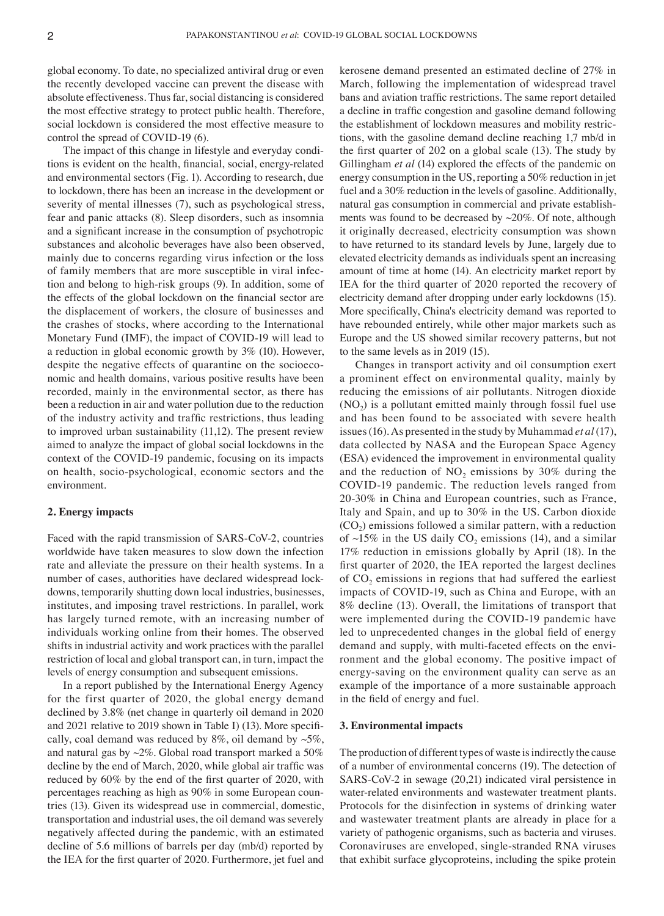global economy. To date, no specialized antiviral drug or even the recently developed vaccine can prevent the disease with absolute effectiveness. Thus far, social distancing is considered the most effective strategy to protect public health. Therefore, social lockdown is considered the most effective measure to control the spread of COVID-19 (6).

The impact of this change in lifestyle and everyday conditions is evident on the health, financial, social, energy-related and environmental sectors (Fig. 1). According to research, due to lockdown, there has been an increase in the development or severity of mental illnesses (7), such as psychological stress, fear and panic attacks (8). Sleep disorders, such as insomnia and a significant increase in the consumption of psychotropic substances and alcoholic beverages have also been observed, mainly due to concerns regarding virus infection or the loss of family members that are more susceptible in viral infection and belong to high-risk groups (9). In addition, some of the effects of the global lockdown on the financial sector are the displacement of workers, the closure of businesses and the crashes of stocks, where according to the International Monetary Fund (IMF), the impact of COVID-19 will lead to a reduction in global economic growth by 3% (10). However, despite the negative effects of quarantine on the socioeconomic and health domains, various positive results have been recorded, mainly in the environmental sector, as there has been a reduction in air and water pollution due to the reduction of the industry activity and traffic restrictions, thus leading to improved urban sustainability (11,12). The present review aimed to analyze the impact of global social lockdowns in the context of the COVID-19 pandemic, focusing on its impacts on health, socio-psychological, economic sectors and the environment.

## 2. Energy impacts

Faced with the rapid transmission of SARS-CoV-2, countries worldwide have taken measures to slow down the infection rate and alleviate the pressure on their health systems. In a number of cases, authorities have declared widespread lockdowns, temporarily shutting down local industries, businesses, institutes, and imposing travel restrictions. In parallel, work has largely turned remote, with an increasing number of individuals working online from their homes. The observed shifts in industrial activity and work practices with the parallel restriction of local and global transport can, in turn, impact the levels of energy consumption and subsequent emissions.

In a report published by the International Energy Agency for the first quarter of 2020, the global energy demand declined by 3.8% (net change in quarterly oil demand in 2020 and 2021 relative to 2019 shown in Table I) (13). More specifically, coal demand was reduced by 8%, oil demand by ~5%, and natural gas by ~2%. Global road transport marked a 50% decline by the end of March, 2020, while global air traffic was reduced by 60% by the end of the first quarter of 2020, with percentages reaching as high as 90% in some European countries (13). Given its widespread use in commercial, domestic, transportation and industrial uses, the oil demand was severely negatively affected during the pandemic, with an estimated decline of 5.6 millions of barrels per day (mb/d) reported by the IEA for the first quarter of 2020. Furthermore, jet fuel and kerosene demand presented an estimated decline of 27% in March, following the implementation of widespread travel bans and aviation traffic restrictions. The same report detailed a decline in traffic congestion and gasoline demand following the establishment of lockdown measures and mobility restrictions, with the gasoline demand decline reaching 1,7 mb/d in the first quarter of 202 on a global scale (13). The study by Gillingham *et al* (14) explored the effects of the pandemic on energy consumption in the US, reporting a 50% reduction in jet fuel and a 30% reduction in the levels of gasoline. Additionally, natural gas consumption in commercial and private establishments was found to be decreased by ~20%. Of note, although it originally decreased, electricity consumption was shown to have returned to its standard levels by June, largely due to elevated electricity demands as individuals spent an increasing amount of time at home (14). An electricity market report by IEA for the third quarter of 2020 reported the recovery of electricity demand after dropping under early lockdowns (15). More specifically, China's electricity demand was reported to have rebounded entirely, while other major markets such as Europe and the US showed similar recovery patterns, but not to the same levels as in 2019 (15).

Changes in transport activity and oil consumption exert a prominent effect on environmental quality, mainly by reducing the emissions of air pollutants. Nitrogen dioxide ($NO_2$) is a pollutant emitted mainly through fossil fuel use and has been found to be associated with severe health issues (16). As presented in the study by Muhammad *et al* (17), data collected by NASA and the European Space Agency (ESA) evidenced the improvement in environmental quality and the reduction of $NO_2$ emissions by 30% during the COVID-19 pandemic. The reduction levels ranged from 20-30% in China and European countries, such as France, Italy and Spain, and up to 30% in the US. Carbon dioxide ($CO_2$) emissions followed a similar pattern, with a reduction of ~15% in the US daily $CO_2$ emissions (14), and a similar 17% reduction in emissions globally by April (18). In the first quarter of 2020, the IEA reported the largest declines of $CO_2$ emissions in regions that had suffered the earliest impacts of COVID-19, such as China and Europe, with an 8% decline (13). Overall, the limitations of transport that were implemented during the COVID-19 pandemic have led to unprecedented changes in the global field of energy demand and supply, with multi-faceted effects on the environment and the global economy. The positive impact of energy-saving on the environment quality can serve as an example of the importance of a more sustainable approach in the field of energy and fuel.

## 3. Environmental impacts

The production of different types of waste is indirectly the cause of a number of environmental concerns (19). The detection of SARS-CoV-2 in sewage (20,21) indicated viral persistence in water-related environments and wastewater treatment plants. Protocols for the disinfection in systems of drinking water and wastewater treatment plants are already in place for a variety of pathogenic organisms, such as bacteria and viruses. Coronaviruses are enveloped, single-stranded RNA viruses that exhibit surface glycoproteins, including the spike protein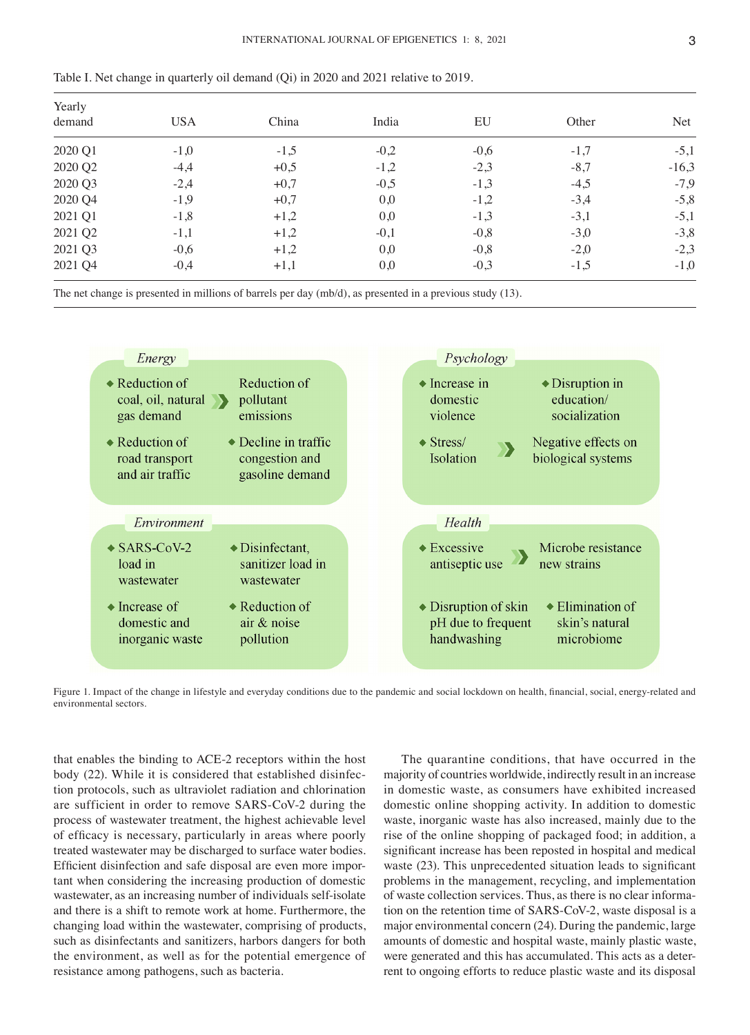Table I. Net change in quarterly oil demand (Qi) in 2020 and 2021 relative to 2019.

| Yearly demand | USA | China | India | EU | Other | Net |
|---|---|---|---|---|---|---|
| 2020 Q1 | -1,0 | -1,5 | -0,2 | -0,6 | -1,7 | -5,1 |
| 2020 Q2 | -4,4 | +0,5 | -1,2 | -2,3 | -8,7 | -16,3 |
| 2020 Q3 | -2,4 | +0,7 | -0,5 | -1,3 | -4,5 | -7,9 |
| 2020 Q4 | -1,9 | +0,7 | 0,0 | -1,2 | -3,4 | -5,8 |
| 2021 Q1 | -1,8 | +1,2 | 0,0 | -1,3 | -3,1 | -5,1 |
| 2021 Q2 | -1,1 | +1,2 | -0,1 | -0,8 | -3,0 | -3,8 |
| 2021 Q3 | -0,6 | +1,2 | 0,0 | -0,8 | -2,0 | -2,3 |
| 2021 Q4 | -0,4 | +1,1 | 0,0 | -0,3 | -1,5 | -1,0 |

The net change is presented in millions of barrels per day (mb/d), as presented in a previous study (13).

*Energy*
- Reduction of coal, oil, natural gas demand → Reduction of pollutant emissions
- Reduction of road transport and air traffic
- Decline in traffic congestion and gasoline demand

*Psychology*
- Increase in domestic violence
- Disruption in education/ socialization
- Stress/ Isolation → Negative effects on biological systems

*Environment*
- SARS-CoV-2 load in wastewater
- Disinfectant, sanitizer load in wastewater
- Increase of domestic and inorganic waste
- Reduction of air & noise pollution

*Health*
- Excessive antiseptic use → Microbe resistance new strains
- Disruption of skin pH due to frequent handwashing
- Elimination of skin's natural microbiome

Figure 1. Impact of the change in lifestyle and everyday conditions due to the pandemic and social lockdown on health, financial, social, energy-related and environmental sectors.

that enables the binding to ACE-2 receptors within the host body (22). While it is considered that established disinfection protocols, such as ultraviolet radiation and chlorination are sufficient in order to remove SARS-CoV-2 during the process of wastewater treatment, the highest achievable level of efficacy is necessary, particularly in areas where poorly treated wastewater may be discharged to surface water bodies. Efficient disinfection and safe disposal are even more important when considering the increasing production of domestic wastewater, as an increasing number of individuals self-isolate and there is a shift to remote work at home. Furthermore, the changing load within the wastewater, comprising of products, such as disinfectants and sanitizers, harbors dangers for both the environment, as well as for the potential emergence of resistance among pathogens, such as bacteria.

The quarantine conditions, that have occurred in the majority of countries worldwide, indirectly result in an increase in domestic waste, as consumers have exhibited increased domestic online shopping activity. In addition to domestic waste, inorganic waste has also increased, mainly due to the rise of the online shopping of packaged food; in addition, a significant increase has been reposted in hospital and medical waste (23). This unprecedented situation leads to significant problems in the management, recycling, and implementation of waste collection services. Thus, as there is no clear information on the retention time of SARS-CoV-2, waste disposal is a major environmental concern (24). During the pandemic, large amounts of domestic and hospital waste, mainly plastic waste, were generated and this has accumulated. This acts as a deterrent to ongoing efforts to reduce plastic waste and its disposal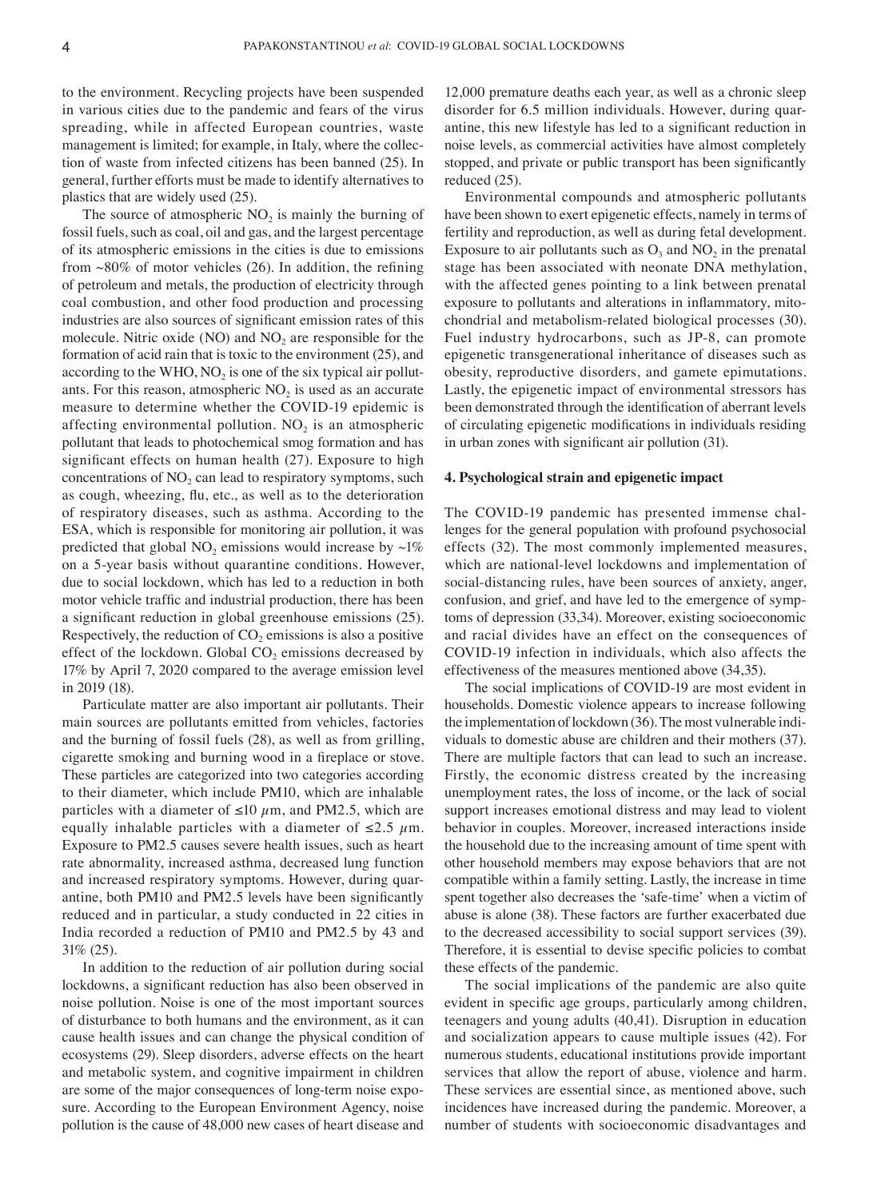to the environment. Recycling projects have been suspended in various cities due to the pandemic and fears of the virus spreading, while in affected European countries, waste management is limited; for example, in Italy, where the collection of waste from infected citizens has been banned (25). In general, further efforts must be made to identify alternatives to plastics that are widely used (25).

The source of atmospheric $NO_2$ is mainly the burning of fossil fuels, such as coal, oil and gas, and the largest percentage of its atmospheric emissions in the cities is due to emissions from ~80% of motor vehicles (26). In addition, the refining of petroleum and metals, the production of electricity through coal combustion, and other food production and processing industries are also sources of significant emission rates of this molecule. Nitric oxide (NO) and $NO_2$ are responsible for the formation of acid rain that is toxic to the environment (25), and according to the WHO, $NO_2$ is one of the six typical air pollutants. For this reason, atmospheric $NO_2$ is used as an accurate measure to determine whether the COVID-19 epidemic is affecting environmental pollution. $NO_2$ is an atmospheric pollutant that leads to photochemical smog formation and has significant effects on human health (27). Exposure to high concentrations of $NO_2$ can lead to respiratory symptoms, such as cough, wheezing, flu, etc., as well as to the deterioration of respiratory diseases, such as asthma. According to the ESA, which is responsible for monitoring air pollution, it was predicted that global $NO_2$ emissions would increase by ~1% on a 5-year basis without quarantine conditions. However, due to social lockdown, which has led to a reduction in both motor vehicle traffic and industrial production, there has been a significant reduction in global greenhouse emissions (25). Respectively, the reduction of $CO_2$ emissions is also a positive effect of the lockdown. Global $CO_2$ emissions decreased by 17% by April 7, 2020 compared to the average emission level in 2019 (18).

Particulate matter are also important air pollutants. Their main sources are pollutants emitted from vehicles, factories and the burning of fossil fuels (28), as well as from grilling, cigarette smoking and burning wood in a fireplace or stove. These particles are categorized into two categories according to their diameter, which include PM10, which are inhalable particles with a diameter of $\leq 10\ \mu m$, and PM2.5, which are equally inhalable particles with a diameter of $\leq 2.5\ \mu m$. Exposure to PM2.5 causes severe health issues, such as heart rate abnormality, increased asthma, decreased lung function and increased respiratory symptoms. However, during quarantine, both PM10 and PM2.5 levels have been significantly reduced and in particular, a study conducted in 22 cities in India recorded a reduction of PM10 and PM2.5 by 43 and 31% (25).

In addition to the reduction of air pollution during social lockdowns, a significant reduction has also been observed in noise pollution. Noise is one of the most important sources of disturbance to both humans and the environment, as it can cause health issues and can change the physical condition of ecosystems (29). Sleep disorders, adverse effects on the heart and metabolic system, and cognitive impairment in children are some of the major consequences of long-term noise exposure. According to the European Environment Agency, noise pollution is the cause of 48,000 new cases of heart disease and 12,000 premature deaths each year, as well as a chronic sleep disorder for 6.5 million individuals. However, during quarantine, this new lifestyle has led to a significant reduction in noise levels, as commercial activities have almost completely stopped, and private or public transport has been significantly reduced (25).

Environmental compounds and atmospheric pollutants have been shown to exert epigenetic effects, namely in terms of fertility and reproduction, as well as during fetal development. Exposure to air pollutants such as $O_3$ and $NO_2$ in the prenatal stage has been associated with neonate DNA methylation, with the affected genes pointing to a link between prenatal exposure to pollutants and alterations in inflammatory, mitochondrial and metabolism-related biological processes (30). Fuel industry hydrocarbons, such as JP-8, can promote epigenetic transgenerational inheritance of diseases such as obesity, reproductive disorders, and gamete epimutations. Lastly, the epigenetic impact of environmental stressors has been demonstrated through the identification of aberrant levels of circulating epigenetic modifications in individuals residing in urban zones with significant air pollution (31).

## 4. Psychological strain and epigenetic impact

The COVID-19 pandemic has presented immense challenges for the general population with profound psychosocial effects (32). The most commonly implemented measures, which are national-level lockdowns and implementation of social-distancing rules, have been sources of anxiety, anger, confusion, and grief, and have led to the emergence of symptoms of depression (33,34). Moreover, existing socioeconomic and racial divides have an effect on the consequences of COVID-19 infection in individuals, which also affects the effectiveness of the measures mentioned above (34,35).

The social implications of COVID-19 are most evident in households. Domestic violence appears to increase following the implementation of lockdown (36). The most vulnerable individuals to domestic abuse are children and their mothers (37). There are multiple factors that can lead to such an increase. Firstly, the economic distress created by the increasing unemployment rates, the loss of income, or the lack of social support increases emotional distress and may lead to violent behavior in couples. Moreover, increased interactions inside the household due to the increasing amount of time spent with other household members may expose behaviors that are not compatible within a family setting. Lastly, the increase in time spent together also decreases the 'safe-time' when a victim of abuse is alone (38). These factors are further exacerbated due to the decreased accessibility to social support services (39). Therefore, it is essential to devise specific policies to combat these effects of the pandemic.

The social implications of the pandemic are also quite evident in specific age groups, particularly among children, teenagers and young adults (40,41). Disruption in education and socialization appears to cause multiple issues (42). For numerous students, educational institutions provide important services that allow the report of abuse, violence and harm. These services are essential since, as mentioned above, such incidences have increased during the pandemic. Moreover, a number of students with socioeconomic disadvantages and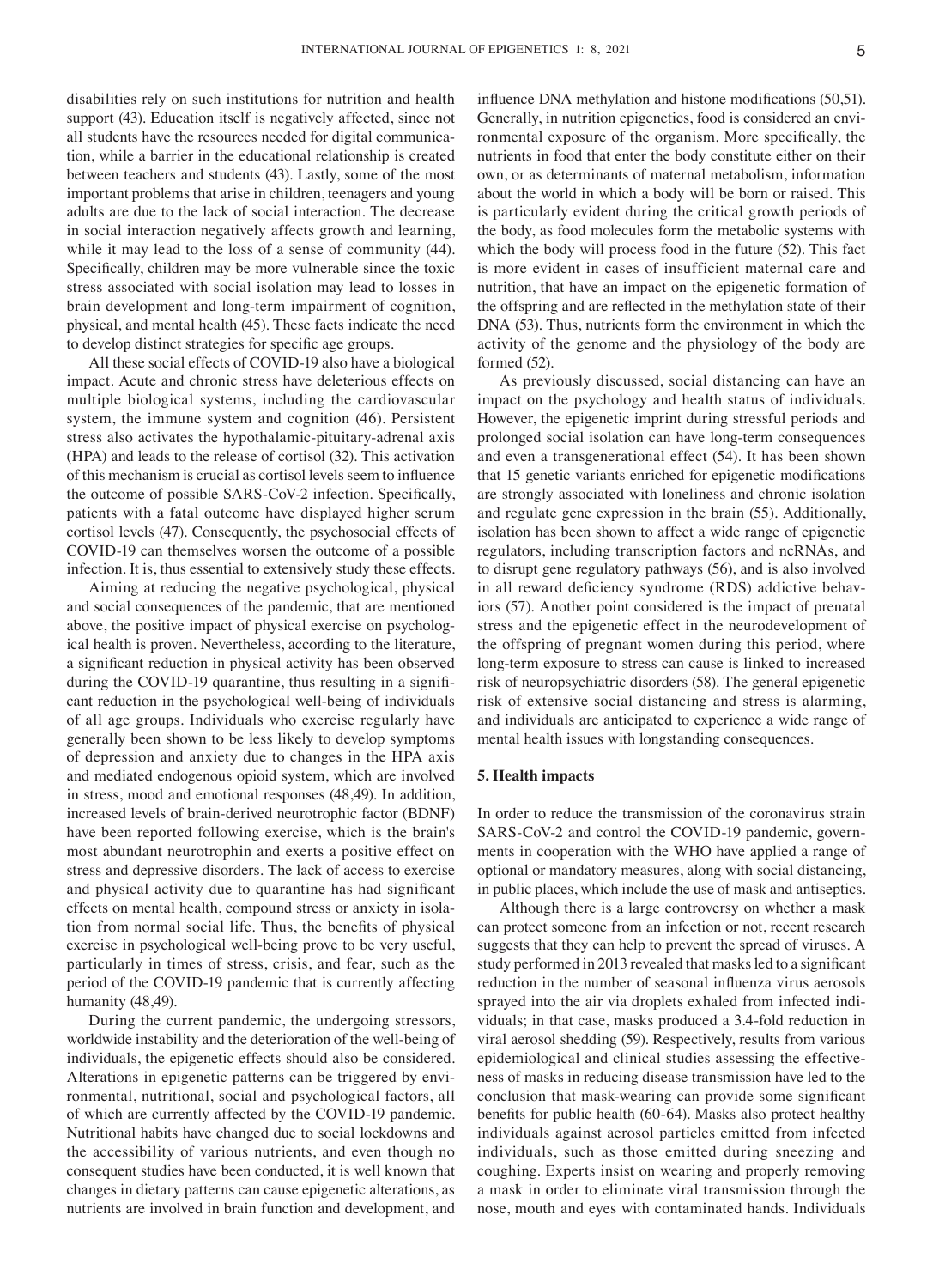disabilities rely on such institutions for nutrition and health support (43). Education itself is negatively affected, since not all students have the resources needed for digital communication, while a barrier in the educational relationship is created between teachers and students (43). Lastly, some of the most important problems that arise in children, teenagers and young adults are due to the lack of social interaction. The decrease in social interaction negatively affects growth and learning, while it may lead to the loss of a sense of community (44). Specifically, children may be more vulnerable since the toxic stress associated with social isolation may lead to losses in brain development and long-term impairment of cognition, physical, and mental health (45). These facts indicate the need to develop distinct strategies for specific age groups.

All these social effects of COVID-19 also have a biological impact. Acute and chronic stress have deleterious effects on multiple biological systems, including the cardiovascular system, the immune system and cognition (46). Persistent stress also activates the hypothalamic-pituitary-adrenal axis (HPA) and leads to the release of cortisol (32). This activation of this mechanism is crucial as cortisol levels seem to influence the outcome of possible SARS-CoV-2 infection. Specifically, patients with a fatal outcome have displayed higher serum cortisol levels (47). Consequently, the psychosocial effects of COVID-19 can themselves worsen the outcome of a possible infection. It is, thus essential to extensively study these effects.

Aiming at reducing the negative psychological, physical and social consequences of the pandemic, that are mentioned above, the positive impact of physical exercise on psychological health is proven. Nevertheless, according to the literature, a significant reduction in physical activity has been observed during the COVID-19 quarantine, thus resulting in a significant reduction in the psychological well-being of individuals of all age groups. Individuals who exercise regularly have generally been shown to be less likely to develop symptoms of depression and anxiety due to changes in the HPA axis and mediated endogenous opioid system, which are involved in stress, mood and emotional responses (48,49). In addition, increased levels of brain-derived neurotrophic factor (BDNF) have been reported following exercise, which is the brain's most abundant neurotrophin and exerts a positive effect on stress and depressive disorders. The lack of access to exercise and physical activity due to quarantine has had significant effects on mental health, compound stress or anxiety in isolation from normal social life. Thus, the benefits of physical exercise in psychological well-being prove to be very useful, particularly in times of stress, crisis, and fear, such as the period of the COVID-19 pandemic that is currently affecting humanity (48,49).

During the current pandemic, the undergoing stressors, worldwide instability and the deterioration of the well-being of individuals, the epigenetic effects should also be considered. Alterations in epigenetic patterns can be triggered by environmental, nutritional, social and psychological factors, all of which are currently affected by the COVID-19 pandemic. Nutritional habits have changed due to social lockdowns and the accessibility of various nutrients, and even though no consequent studies have been conducted, it is well known that changes in dietary patterns can cause epigenetic alterations, as nutrients are involved in brain function and development, and influence DNA methylation and histone modifications (50,51). Generally, in nutrition epigenetics, food is considered an environmental exposure of the organism. More specifically, the nutrients in food that enter the body constitute either on their own, or as determinants of maternal metabolism, information about the world in which a body will be born or raised. This is particularly evident during the critical growth periods of the body, as food molecules form the metabolic systems with which the body will process food in the future (52). This fact is more evident in cases of insufficient maternal care and nutrition, that have an impact on the epigenetic formation of the offspring and are reflected in the methylation state of their DNA (53). Thus, nutrients form the environment in which the activity of the genome and the physiology of the body are formed (52).

As previously discussed, social distancing can have an impact on the psychology and health status of individuals. However, the epigenetic imprint during stressful periods and prolonged social isolation can have long-term consequences and even a transgenerational effect (54). It has been shown that 15 genetic variants enriched for epigenetic modifications are strongly associated with loneliness and chronic isolation and regulate gene expression in the brain (55). Additionally, isolation has been shown to affect a wide range of epigenetic regulators, including transcription factors and ncRNAs, and to disrupt gene regulatory pathways (56), and is also involved in all reward deficiency syndrome (RDS) addictive behaviors (57). Another point considered is the impact of prenatal stress and the epigenetic effect in the neurodevelopment of the offspring of pregnant women during this period, where long-term exposure to stress can cause is linked to increased risk of neuropsychiatric disorders (58). The general epigenetic risk of extensive social distancing and stress is alarming, and individuals are anticipated to experience a wide range of mental health issues with longstanding consequences.

## 5. Health impacts

In order to reduce the transmission of the coronavirus strain SARS-CoV-2 and control the COVID-19 pandemic, governments in cooperation with the WHO have applied a range of optional or mandatory measures, along with social distancing, in public places, which include the use of mask and antiseptics.

Although there is a large controversy on whether a mask can protect someone from an infection or not, recent research suggests that they can help to prevent the spread of viruses. A study performed in 2013 revealed that masks led to a significant reduction in the number of seasonal influenza virus aerosols sprayed into the air via droplets exhaled from infected individuals; in that case, masks produced a 3.4-fold reduction in viral aerosol shedding (59). Respectively, results from various epidemiological and clinical studies assessing the effectiveness of masks in reducing disease transmission have led to the conclusion that mask-wearing can provide some significant benefits for public health (60-64). Masks also protect healthy individuals against aerosol particles emitted from infected individuals, such as those emitted during sneezing and coughing. Experts insist on wearing and properly removing a mask in order to eliminate viral transmission through the nose, mouth and eyes with contaminated hands. Individuals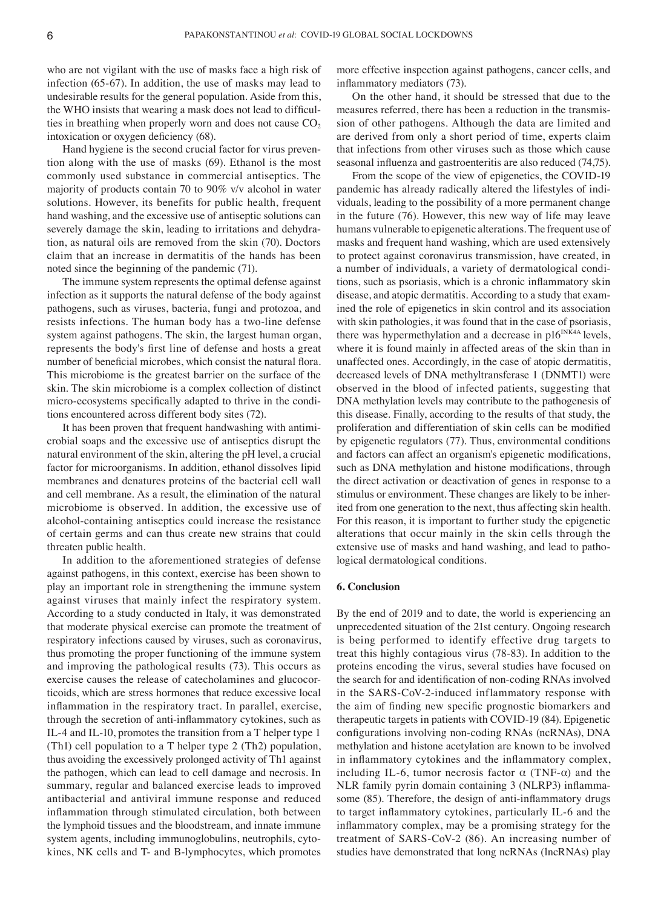who are not vigilant with the use of masks face a high risk of infection (65-67). In addition, the use of masks may lead to undesirable results for the general population. Aside from this, the WHO insists that wearing a mask does not lead to difficulties in breathing when properly worn and does not cause $CO_2$ intoxication or oxygen deficiency (68).

Hand hygiene is the second crucial factor for virus prevention along with the use of masks (69). Ethanol is the most commonly used substance in commercial antiseptics. The majority of products contain 70 to 90% v/v alcohol in water solutions. However, its benefits for public health, frequent hand washing, and the excessive use of antiseptic solutions can severely damage the skin, leading to irritations and dehydration, as natural oils are removed from the skin (70). Doctors claim that an increase in dermatitis of the hands has been noted since the beginning of the pandemic (71).

The immune system represents the optimal defense against infection as it supports the natural defense of the body against pathogens, such as viruses, bacteria, fungi and protozoa, and resists infections. The human body has a two-line defense system against pathogens. The skin, the largest human organ, represents the body's first line of defense and hosts a great number of beneficial microbes, which consist the natural flora. This microbiome is the greatest barrier on the surface of the skin. The skin microbiome is a complex collection of distinct micro-ecosystems specifically adapted to thrive in the conditions encountered across different body sites (72).

It has been proven that frequent handwashing with antimicrobial soaps and the excessive use of antiseptics disrupt the natural environment of the skin, altering the pH level, a crucial factor for microorganisms. In addition, ethanol dissolves lipid membranes and denatures proteins of the bacterial cell wall and cell membrane. As a result, the elimination of the natural microbiome is observed. In addition, the excessive use of alcohol-containing antiseptics could increase the resistance of certain germs and can thus create new strains that could threaten public health.

In addition to the aforementioned strategies of defense against pathogens, in this context, exercise has been shown to play an important role in strengthening the immune system against viruses that mainly infect the respiratory system. According to a study conducted in Italy, it was demonstrated that moderate physical exercise can promote the treatment of respiratory infections caused by viruses, such as coronavirus, thus promoting the proper functioning of the immune system and improving the pathological results (73). This occurs as exercise causes the release of catecholamines and glucocorticoids, which are stress hormones that reduce excessive local inflammation in the respiratory tract. In parallel, exercise, through the secretion of anti-inflammatory cytokines, such as IL-4 and IL-10, promotes the transition from a T helper type 1 (Th1) cell population to a T helper type 2 (Th2) population, thus avoiding the excessively prolonged activity of Th1 against the pathogen, which can lead to cell damage and necrosis. In summary, regular and balanced exercise leads to improved antibacterial and antiviral immune response and reduced inflammation through stimulated circulation, both between the lymphoid tissues and the bloodstream, and innate immune system agents, including immunoglobulins, neutrophils, cytokines, NK cells and T- and B-lymphocytes, which promotes more effective inspection against pathogens, cancer cells, and inflammatory mediators (73).

On the other hand, it should be stressed that due to the measures referred, there has been a reduction in the transmission of other pathogens. Although the data are limited and are derived from only a short period of time, experts claim that infections from other viruses such as those which cause seasonal influenza and gastroenteritis are also reduced (74,75).

From the scope of the view of epigenetics, the COVID-19 pandemic has already radically altered the lifestyles of individuals, leading to the possibility of a more permanent change in the future (76). However, this new way of life may leave humans vulnerable to epigenetic alterations. The frequent use of masks and frequent hand washing, which are used extensively to protect against coronavirus transmission, have created, in a number of individuals, a variety of dermatological conditions, such as psoriasis, which is a chronic inflammatory skin disease, and atopic dermatitis. According to a study that examined the role of epigenetics in skin control and its association with skin pathologies, it was found that in the case of psoriasis, there was hypermethylation and a decrease in $p16^{INK4A}$ levels, where it is found mainly in affected areas of the skin than in unaffected ones. Accordingly, in the case of atopic dermatitis, decreased levels of DNA methyltransferase 1 (DNMT1) were observed in the blood of infected patients, suggesting that DNA methylation levels may contribute to the pathogenesis of this disease. Finally, according to the results of that study, the proliferation and differentiation of skin cells can be modified by epigenetic regulators (77). Thus, environmental conditions and factors can affect an organism's epigenetic modifications, such as DNA methylation and histone modifications, through the direct activation or deactivation of genes in response to a stimulus or environment. These changes are likely to be inherited from one generation to the next, thus affecting skin health. For this reason, it is important to further study the epigenetic alterations that occur mainly in the skin cells through the extensive use of masks and hand washing, and lead to pathological dermatological conditions.

## 6. Conclusion

By the end of 2019 and to date, the world is experiencing an unprecedented situation of the 21st century. Ongoing research is being performed to identify effective drug targets to treat this highly contagious virus (78-83). In addition to the proteins encoding the virus, several studies have focused on the search for and identification of non-coding RNAs involved in the SARS-CoV-2-induced inflammatory response with the aim of finding new specific prognostic biomarkers and therapeutic targets in patients with COVID-19 (84). Epigenetic configurations involving non-coding RNAs (ncRNAs), DNA methylation and histone acetylation are known to be involved in inflammatory cytokines and the inflammatory complex, including IL-6, tumor necrosis factor $\alpha$ (TNF-$\alpha$) and the NLR family pyrin domain containing 3 (NLRP3) inflammasome (85). Therefore, the design of anti-inflammatory drugs to target inflammatory cytokines, particularly IL-6 and the inflammatory complex, may be a promising strategy for the treatment of SARS-CoV-2 (86). An increasing number of studies have demonstrated that long ncRNAs (lncRNAs) play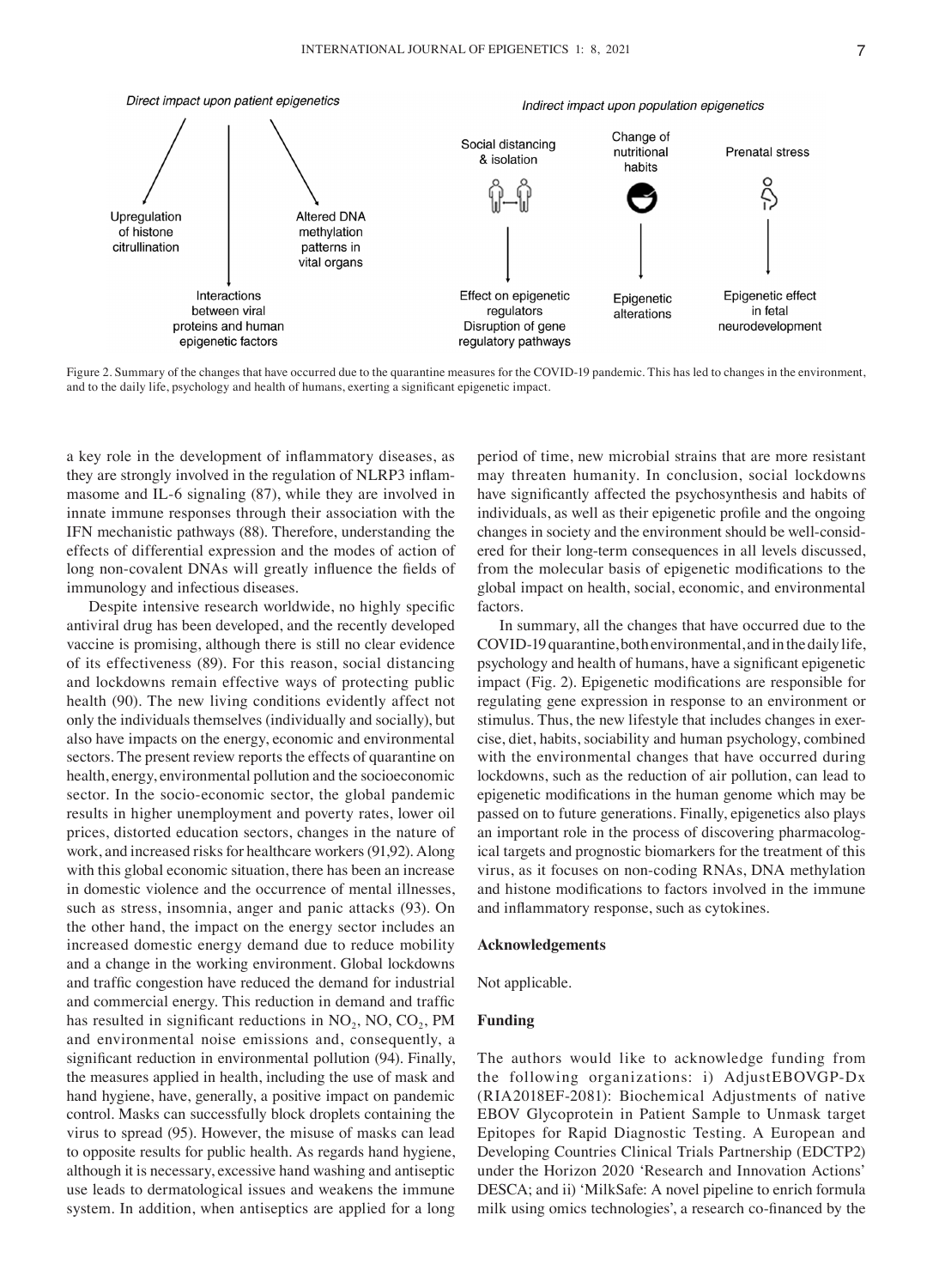Figure 2. Summary of the changes that have occurred due to the quarantine measures for the COVID-19 pandemic. This has led to changes in the environment, and to the daily life, psychology and health of humans, exerting a significant epigenetic impact.

a key role in the development of inflammatory diseases, as they are strongly involved in the regulation of NLRP3 inflammasome and IL-6 signaling (87), while they are involved in innate immune responses through their association with the IFN mechanistic pathways (88). Therefore, understanding the effects of differential expression and the modes of action of long non-covalent DNAs will greatly influence the fields of immunology and infectious diseases.

Despite intensive research worldwide, no highly specific antiviral drug has been developed, and the recently developed vaccine is promising, although there is still no clear evidence of its effectiveness (89). For this reason, social distancing and lockdowns remain effective ways of protecting public health (90). The new living conditions evidently affect not only the individuals themselves (individually and socially), but also have impacts on the energy, economic and environmental sectors. The present review reports the effects of quarantine on health, energy, environmental pollution and the socioeconomic sector. In the socio-economic sector, the global pandemic results in higher unemployment and poverty rates, lower oil prices, distorted education sectors, changes in the nature of work, and increased risks for healthcare workers (91,92). Along with this global economic situation, there has been an increase in domestic violence and the occurrence of mental illnesses, such as stress, insomnia, anger and panic attacks (93). On the other hand, the impact on the energy sector includes an increased domestic energy demand due to reduce mobility and a change in the working environment. Global lockdowns and traffic congestion have reduced the demand for industrial and commercial energy. This reduction in demand and traffic has resulted in significant reductions in $NO_2$, NO, $CO_2$, PM and environmental noise emissions and, consequently, a significant reduction in environmental pollution (94). Finally, the measures applied in health, including the use of mask and hand hygiene, have, generally, a positive impact on pandemic control. Masks can successfully block droplets containing the virus to spread (95). However, the misuse of masks can lead to opposite results for public health. As regards hand hygiene, although it is necessary, excessive hand washing and antiseptic use leads to dermatological issues and weakens the immune system. In addition, when antiseptics are applied for a long period of time, new microbial strains that are more resistant may threaten humanity. In conclusion, social lockdowns have significantly affected the psychosynthesis and habits of individuals, as well as their epigenetic profile and the ongoing changes in society and the environment should be well-considered for their long-term consequences in all levels discussed, from the molecular basis of epigenetic modifications to the global impact on health, social, economic, and environmental factors.

In summary, all the changes that have occurred due to the COVID-19 quarantine, both environmental, and in the daily life, psychology and health of humans, have a significant epigenetic impact (Fig. 2). Epigenetic modifications are responsible for regulating gene expression in response to an environment or stimulus. Thus, the new lifestyle that includes changes in exercise, diet, habits, sociability and human psychology, combined with the environmental changes that have occurred during lockdowns, such as the reduction of air pollution, can lead to epigenetic modifications in the human genome which may be passed on to future generations. Finally, epigenetics also plays an important role in the process of discovering pharmacological targets and prognostic biomarkers for the treatment of this virus, as it focuses on non-coding RNAs, DNA methylation and histone modifications to factors involved in the immune and inflammatory response, such as cytokines.

## Acknowledgements

Not applicable.

## Funding

The authors would like to acknowledge funding from the following organizations: i) AdjustEBOVGP-Dx (RIA2018EF-2081): Biochemical Adjustments of native EBOV Glycoprotein in Patient Sample to Unmask target Epitopes for Rapid Diagnostic Testing. A European and Developing Countries Clinical Trials Partnership (EDCTP2) under the Horizon 2020 'Research and Innovation Actions' DESCA; and ii) 'MilkSafe: A novel pipeline to enrich formula milk using omics technologies', a research co-financed by the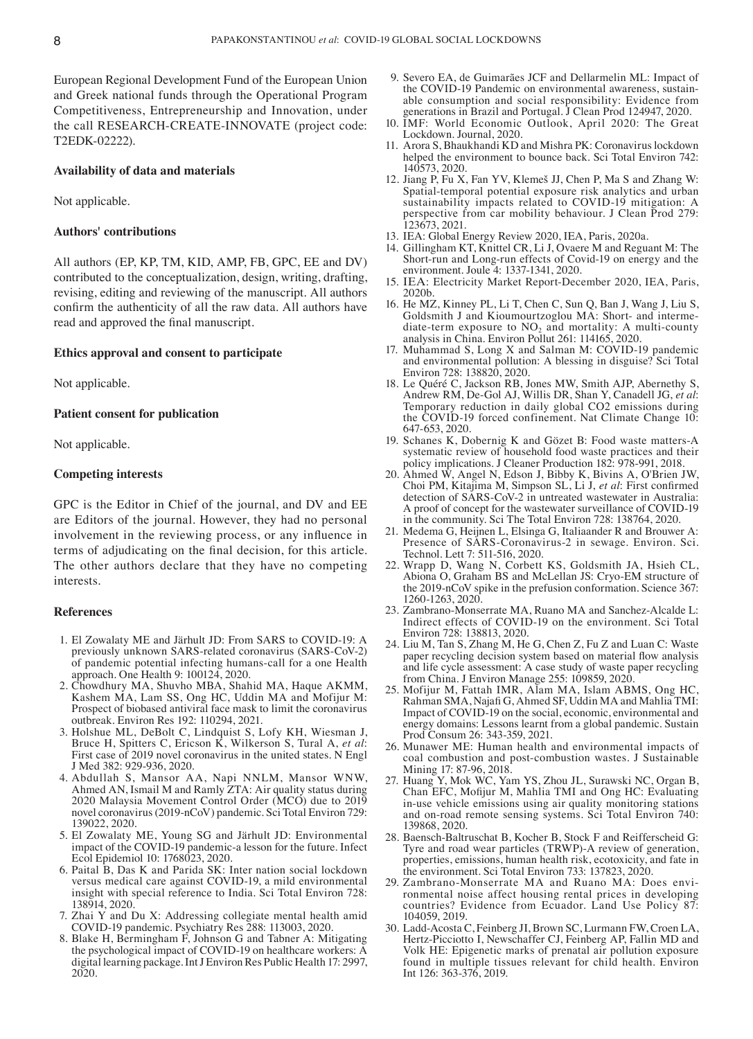European Regional Development Fund of the European Union and Greek national funds through the Operational Program Competitiveness, Entrepreneurship and Innovation, under the call RESEARCH-CREATE-INNOVATE (project code: T2EDK-02222).

### Availability of data and materials

Not applicable.

### Authors' contributions

All authors (EP, KP, TM, KID, AMP, FB, GPC, EE and DV) contributed to the conceptualization, design, writing, drafting, revising, editing and reviewing of the manuscript. All authors confirm the authenticity of all the raw data. All authors have read and approved the final manuscript.

### Ethics approval and consent to participate

Not applicable.

### Patient consent for publication

Not applicable.

### Competing interests

GPC is the Editor in Chief of the journal, and DV and EE are Editors of the journal. However, they had no personal involvement in the reviewing process, or any influence in terms of adjudicating on the final decision, for this article. The other authors declare that they have no competing interests.

### References

1. El Zowalaty ME and Järhult JD: From SARS to COVID-19: A previously unknown SARS-related coronavirus (SARS-CoV-2) of pandemic potential infecting humans-call for a one Health approach. One Health 9: 100124, 2020.
2. Chowdhury MA, Shuvho MBA, Shahid MA, Haque AKMM, Kashem MA, Lam SS, Ong HC, Uddin MA and Mofijur M: Prospect of biobased antiviral face mask to limit the coronavirus outbreak. Environ Res 192: 110294, 2021.
3. Holshue ML, DeBolt C, Lindquist S, Lofy KH, Wiesman J, Bruce H, Spitters C, Ericson K, Wilkerson S, Tural A, *et al*: First case of 2019 novel coronavirus in the united states. N Engl J Med 382: 929-936, 2020.
4. Abdullah S, Mansor AA, Napi NNLM, Mansor WNW, Ahmed AN, Ismail M and Ramly ZTA: Air quality status during 2020 Malaysia Movement Control Order (MCO) due to 2019 novel coronavirus (2019-nCoV) pandemic. Sci Total Environ 729: 139022, 2020.
5. El Zowalaty ME, Young SG and Järhult JD: Environmental impact of the COVID-19 pandemic-a lesson for the future. Infect Ecol Epidemiol 10: 1768023, 2020.
6. Paital B, Das K and Parida SK: Inter nation social lockdown versus medical care against COVID-19, a mild environmental insight with special reference to India. Sci Total Environ 728: 138914, 2020.
7. Zhai Y and Du X: Addressing collegiate mental health amid COVID-19 pandemic. Psychiatry Res 288: 113003, 2020.
8. Blake H, Bermingham F, Johnson G and Tabner A: Mitigating the psychological impact of COVID-19 on healthcare workers: A digital learning package. Int J Environ Res Public Health 17: 2997, 2020.
9. Severo EA, de Guimarães JCF and Dellarmelin ML: Impact of the COVID-19 Pandemic on environmental awareness, sustainable consumption and social responsibility: Evidence from generations in Brazil and Portugal. J Clean Prod 124947, 2020.
10. IMF: World Economic Outlook, April 2020: The Great Lockdown. Journal, 2020.
11. Arora S, Bhaukhandi KD and Mishra PK: Coronavirus lockdown helped the environment to bounce back. Sci Total Environ 742: 140573, 2020.
12. Jiang P, Fu X, Fan YV, Klemeš JJ, Chen P, Ma S and Zhang W: Spatial-temporal potential exposure risk analytics and urban sustainability impacts related to COVID-19 mitigation: A perspective from car mobility behaviour. J Clean Prod 279: 123673, 2021.
13. IEA: Global Energy Review 2020, IEA, Paris, 2020a.
14. Gillingham KT, Knittel CR, Li J, Ovaere M and Reguant M: The Short-run and Long-run effects of Covid-19 on energy and the environment. Joule 4: 1337-1341, 2020.
15. IEA: Electricity Market Report-December 2020, IEA, Paris, 2020b.
16. He MZ, Kinney PL, Li T, Chen C, Sun Q, Ban J, Wang J, Liu S, Goldsmith J and Kioumourtzoglou MA: Short- and intermediate-term exposure to $NO_2$ and mortality: A multi-county analysis in China. Environ Pollut 261: 114165, 2020.
17. Muhammad S, Long X and Salman M: COVID-19 pandemic and environmental pollution: A blessing in disguise? Sci Total Environ 728: 138820, 2020.
18. Le Quéré C, Jackson RB, Jones MW, Smith AJP, Abernethy S, Andrew RM, De-Gol AJ, Willis DR, Shan Y, Canadell JG, *et al*: Temporary reduction in daily global CO2 emissions during the COVID-19 forced confinement. Nat Climate Change 10: 647-653, 2020.
19. Schanes K, Dobernig K and Gözet B: Food waste matters-A systematic review of household food waste practices and their policy implications. J Cleaner Production 182: 978-991, 2018.
20. Ahmed W, Angel N, Edson J, Bibby K, Bivins A, O'Brien JW, Choi PM, Kitajima M, Simpson SL, Li J, *et al*: First confirmed detection of SARS-CoV-2 in untreated wastewater in Australia: A proof of concept for the wastewater surveillance of COVID-19 in the community. Sci The Total Environ 728: 138764, 2020.
21. Medema G, Heijnen L, Elsinga G, Italiaander R and Brouwer A: Presence of SARS-Coronavirus-2 in sewage. Environ. Sci. Technol. Lett 7: 511-516, 2020.
22. Wrapp D, Wang N, Corbett KS, Goldsmith JA, Hsieh CL, Abiona O, Graham BS and McLellan JS: Cryo-EM structure of the 2019-nCoV spike in the prefusion conformation. Science 367: 1260-1263, 2020.
23. Zambrano-Monserrate MA, Ruano MA and Sanchez-Alcalde L: Indirect effects of COVID-19 on the environment. Sci Total Environ 728: 138813, 2020.
24. Liu M, Tan S, Zhang M, He G, Chen Z, Fu Z and Luan C: Waste paper recycling decision system based on material flow analysis and life cycle assessment: A case study of waste paper recycling from China. J Environ Manage 255: 109859, 2020.
25. Mofijur M, Fattah IMR, Alam MA, Islam ABMS, Ong HC, Rahman SMA, Najafi G, Ahmed SF, Uddin MA and Mahlia TMI: Impact of COVID-19 on the social, economic, environmental and energy domains: Lessons learnt from a global pandemic. Sustain Prod Consum 26: 343-359, 2021.
26. Munawer ME: Human health and environmental impacts of coal combustion and post-combustion wastes. J Sustainable Mining 17: 87-96, 2018.
27. Huang Y, Mok WC, Yam YS, Zhou JL, Surawski NC, Organ B, Chan EFC, Mofijur M, Mahlia TMI and Ong HC: Evaluating in-use vehicle emissions using air quality monitoring stations and on-road remote sensing systems. Sci Total Environ 740: 139868, 2020.
28. Baensch-Baltruschat B, Kocher B, Stock F and Reifferscheid G: Tyre and road wear particles (TRWP)-A review of generation, properties, emissions, human health risk, ecotoxicity, and fate in the environment. Sci Total Environ 733: 137823, 2020.
29. Zambrano-Monserrate MA and Ruano MA: Does environmental noise affect housing rental prices in developing countries? Evidence from Ecuador. Land Use Policy 87: 104059, 2019.
30. Ladd-Acosta C, Feinberg JI, Brown SC, Lurmann FW, Croen LA, Hertz-Picciotto I, Newschaffer CJ, Feinberg AP, Fallin MD and Volk HE: Epigenetic marks of prenatal air pollution exposure found in multiple tissues relevant for child health. Environ Int 126: 363-376, 2019.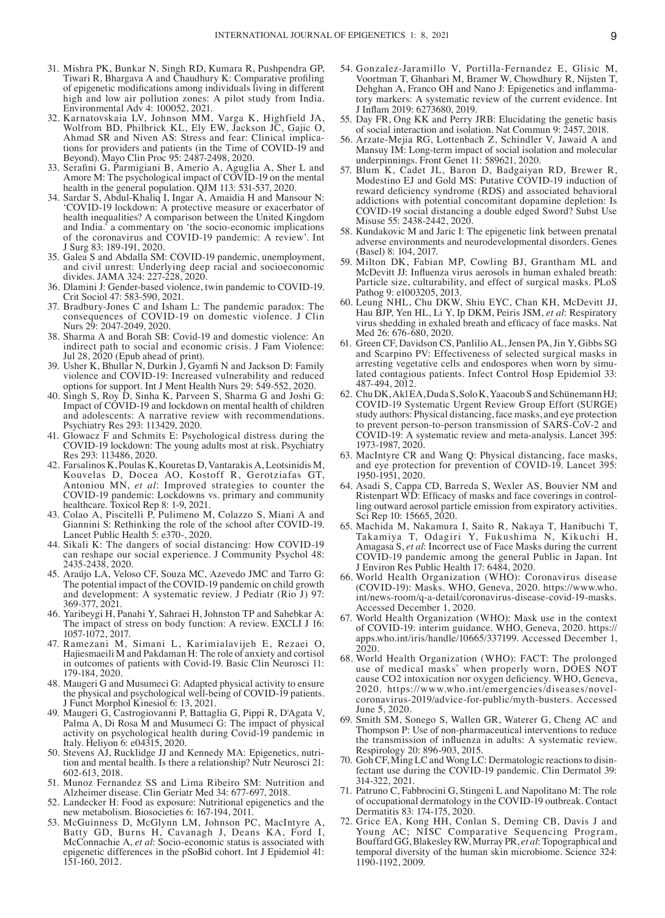31. Mishra PK, Bunkar N, Singh RD, Kumara R, Pushpendra GP, Tiwari R, Bhargava A and Chaudhury K: Comparative profiling of epigenetic modifications among individuals living in different high and low air pollution zones: A pilot study from India. Environmental Adv 4: 100052, 2021.
32. Karnatovskaia LV, Johnson MM, Varga K, Highfield JA, Wolfrom BD, Philbrick KL, Ely EW, Jackson JC, Gajic O, Ahmad SR and Niven AS: Stress and fear: Clinical implications for providers and patients (in the Time of COVID-19 and Beyond). Mayo Clin Proc 95: 2487-2498, 2020.
33. Serafini G, Parmigiani B, Amerio A, Aguglia A, Sher L and Amore M: The psychological impact of COVID-19 on the mental health in the general population. QJM 113: 531-537, 2020.
34. Sardar S, Abdul-Khaliq I, Ingar A, Amaidia H and Mansour N: 'COVID-19 lockdown: A protective measure or exacerbator of health inequalities? A comparison between the United Kingdom and India.' a commentary on 'the socio-economic implications of the coronavirus and COVID-19 pandemic: A review'. Int J Surg 83: 189-191, 2020.
35. Galea S and Abdalla SM: COVID-19 pandemic, unemployment, and civil unrest: Underlying deep racial and socioeconomic divides. JAMA 324: 227-228, 2020.
36. Dlamini J: Gender-based violence, twin pandemic to COVID-19. Crit Sociol 47: 583-590, 2021.
37. Bradbury-Jones C and Isham L: The pandemic paradox: The consequences of COVID-19 on domestic violence. J Clin Nurs 29: 2047-2049, 2020.
38. Sharma A and Borah SB: Covid-19 and domestic violence: An indirect path to social and economic crisis. J Fam Violence: Jul 28, 2020 (Epub ahead of print).
39. Usher K, Bhullar N, Durkin J, Gyamfi N and Jackson D: Family violence and COVID-19: Increased vulnerability and reduced options for support. Int J Ment Health Nurs 29: 549-552, 2020.
40. Singh S, Roy D, Sinha K, Parveen S, Sharma G and Joshi G: Impact of COVID-19 and lockdown on mental health of children and adolescents: A narrative review with recommendations. Psychiatry Res 293: 113429, 2020.
41. Glowacz F and Schmits E: Psychological distress during the COVID-19 lockdown: The young adults most at risk. Psychiatry Res 293: 113486, 2020.
42. Farsalinos K, Poulas K, Kouretas D, Vantarakis A, Leotsinidis M, Kouvelas D, Docea AO, Kostoff R, Gerotziafas GT, Antoniou MN, *et al*: Improved strategies to counter the COVID-19 pandemic: Lockdowns vs. primary and community healthcare. Toxicol Rep 8: 1-9, 2021.
43. Colao A, Piscitelli P, Pulimeno M, Colazzo S, Miani A and Giannini S: Rethinking the role of the school after COVID-19. Lancet Public Health 5: e370-, 2020.
44. Sikali K: The dangers of social distancing: How COVID-19 can reshape our social experience. J Community Psychol 48: 2435-2438, 2020.
45. Araújo LA, Veloso CF, Souza MC, Azevedo JMC and Tarro G: The potential impact of the COVID-19 pandemic on child growth and development: A systematic review. J Pediatr (Rio J) 97: 369-377, 2021.
46. Yaribeygi H, Panahi Y, Sahraei H, Johnston TP and Sahebkar A: The impact of stress on body function: A review. EXCLI J 16: 1057-1072, 2017.
47. Ramezani M, Simani L, Karimialavijeh E, Rezaei O, Hajiesmaeili M and Pakdaman H: The role of anxiety and cortisol in outcomes of patients with Covid-19. Basic Clin Neurosci 11: 179-184, 2020.
48. Maugeri G and Musumeci G: Adapted physical activity to ensure the physical and psychological well-being of COVID-19 patients. J Funct Morphol Kinesiol 6: 13, 2021.
49. Maugeri G, Castrogiovanni P, Battaglia G, Pippi R, D'Agata V, Palma A, Di Rosa M and Musumeci G: The impact of physical activity on psychological health during Covid-19 pandemic in Italy. Heliyon 6: e04315, 2020.
50. Stevens AJ, Rucklidge JJ and Kennedy MA: Epigenetics, nutrition and mental health. Is there a relationship? Nutr Neurosci 21: 602-613, 2018.
51. Munoz Fernandez SS and Lima Ribeiro SM: Nutrition and Alzheimer disease. Clin Geriatr Med 34: 677-697, 2018.
52. Landecker H: Food as exposure: Nutritional epigenetics and the new metabolism. Biosocieties 6: 167-194, 2011.
53. McGuinness D, McGlynn LM, Johnson PC, MacIntyre A, Batty GD, Burns H, Cavanagh J, Deans KA, Ford I, McConnachie A, *et al*: Socio-economic status is associated with epigenetic differences in the pSoBid cohort. Int J Epidemiol 41: 151-160, 2012.
54. Gonzalez-Jaramillo V, Portilla-Fernandez E, Glisic M, Voortman T, Ghanbari M, Bramer W, Chowdhury R, Nijsten T, Dehghan A, Franco OH and Nano J: Epigenetics and inflammatory markers: A systematic review of the current evidence. Int J Inflam 2019: 6273680, 2019.
55. Day FR, Ong KK and Perry JRB: Elucidating the genetic basis of social interaction and isolation. Nat Commun 9: 2457, 2018.
56. Arzate-Mejia RG, Lottenbach Z, Schindler V, Jawaid A and Mansuy IM: Long-term impact of social isolation and molecular underpinnings. Front Genet 11: 589621, 2020.
57. Blum K, Cadet JL, Baron D, Badgaiyan RD, Brewer R, Modestino EJ and Gold MS: Putative COVID-19 induction of reward deficiency syndrome (RDS) and associated behavioral addictions with potential concomitant dopamine depletion: Is COVID-19 social distancing a double edged Sword? Subst Use Misuse 55: 2438-2442, 2020.
58. Kundakovic M and Jaric I: The epigenetic link between prenatal adverse environments and neurodevelopmental disorders. Genes (Basel) 8: 104, 2017.
59. Milton DK, Fabian MP, Cowling BJ, Grantham ML and McDevitt JJ: Influenza virus aerosols in human exhaled breath: Particle size, culturability, and effect of surgical masks. PLoS Pathog 9: e1003205, 2013.
60. Leung NHL, Chu DKW, Shiu EYC, Chan KH, McDevitt JJ, Hau BJP, Yen HL, Li Y, Ip DKM, Peiris JSM, *et al*: Respiratory virus shedding in exhaled breath and efficacy of face masks. Nat Med 26: 676-680, 2020.
61. Green CF, Davidson CS, Panlilio AL, Jensen PA, Jin Y, Gibbs SG and Scarpino PV: Effectiveness of selected surgical masks in arresting vegetative cells and endospores when worn by simulated contagious patients. Infect Control Hosp Epidemiol 33: 487-494, 2012.
62. Chu DK, Akl EA, Duda S, Solo K, Yaacoub S and Schünemann HJ; COVID-19 Systematic Urgent Review Group Effort (SURGE) study authors: Physical distancing, face masks, and eye protection to prevent person-to-person transmission of SARS-CoV-2 and COVID-19: A systematic review and meta-analysis. Lancet 395: 1973-1987, 2020.
63. MacIntyre CR and Wang Q: Physical distancing, face masks, and eye protection for prevention of COVID-19. Lancet 395: 1950-1951, 2020.
64. Asadi S, Cappa CD, Barreda S, Wexler AS, Bouvier NM and Ristenpart WD: Efficacy of masks and face coverings in controlling outward aerosol particle emission from expiratory activities. Sci Rep 10: 15665, 2020.
65. Machida M, Nakamura I, Saito R, Nakaya T, Hanibuchi T, Takamiya T, Odagiri Y, Fukushima N, Kikuchi H, Amagasa S, *et al*: Incorrect use of Face Masks during the current COVID-19 pandemic among the general Public in Japan. Int J Environ Res Public Health 17: 6484, 2020.
66. World Health Organization (WHO): Coronavirus disease (COVID-19): Masks. WHO, Geneva, 2020. https://www.who.int/news-room/q-a-detail/coronavirus-disease-covid-19-masks. Accessed December 1, 2020.
67. World Health Organization (WHO): Mask use in the context of COVID-19: interim guidance. WHO, Geneva, 2020. https://apps.who.int/iris/handle/10665/337199. Accessed December 1, 2020.
68. World Health Organization (WHO): FACT: The prolonged use of medical masks* when properly worn, DOES NOT cause CO2 intoxication nor oxygen deficiency. WHO, Geneva, 2020. https://www.who.int/emergencies/diseases/novel-coronavirus-2019/advice-for-public/myth-busters. Accessed June 5, 2020.
69. Smith SM, Sonego S, Wallen GR, Waterer G, Cheng AC and Thompson P: Use of non-pharmaceutical interventions to reduce the transmission of influenza in adults: A systematic review. Respirology 20: 896-903, 2015.
70. Goh CF, Ming LC and Wong LC: Dermatologic reactions to disinfectant use during the COVID-19 pandemic. Clin Dermatol 39: 314-322, 2021.
71. Patruno C, Fabbrocini G, Stingeni L and Napolitano M: The role of occupational dermatology in the COVID-19 outbreak. Contact Dermatitis 83: 174-175, 2020.
72. Grice EA, Kong HH, Conlan S, Deming CB, Davis J and Young AC; NISC Comparative Sequencing Program, Bouffard GG, Blakesley RW, Murray PR, *et al*: Topographical and temporal diversity of the human skin microbiome. Science 324: 1190-1192, 2009.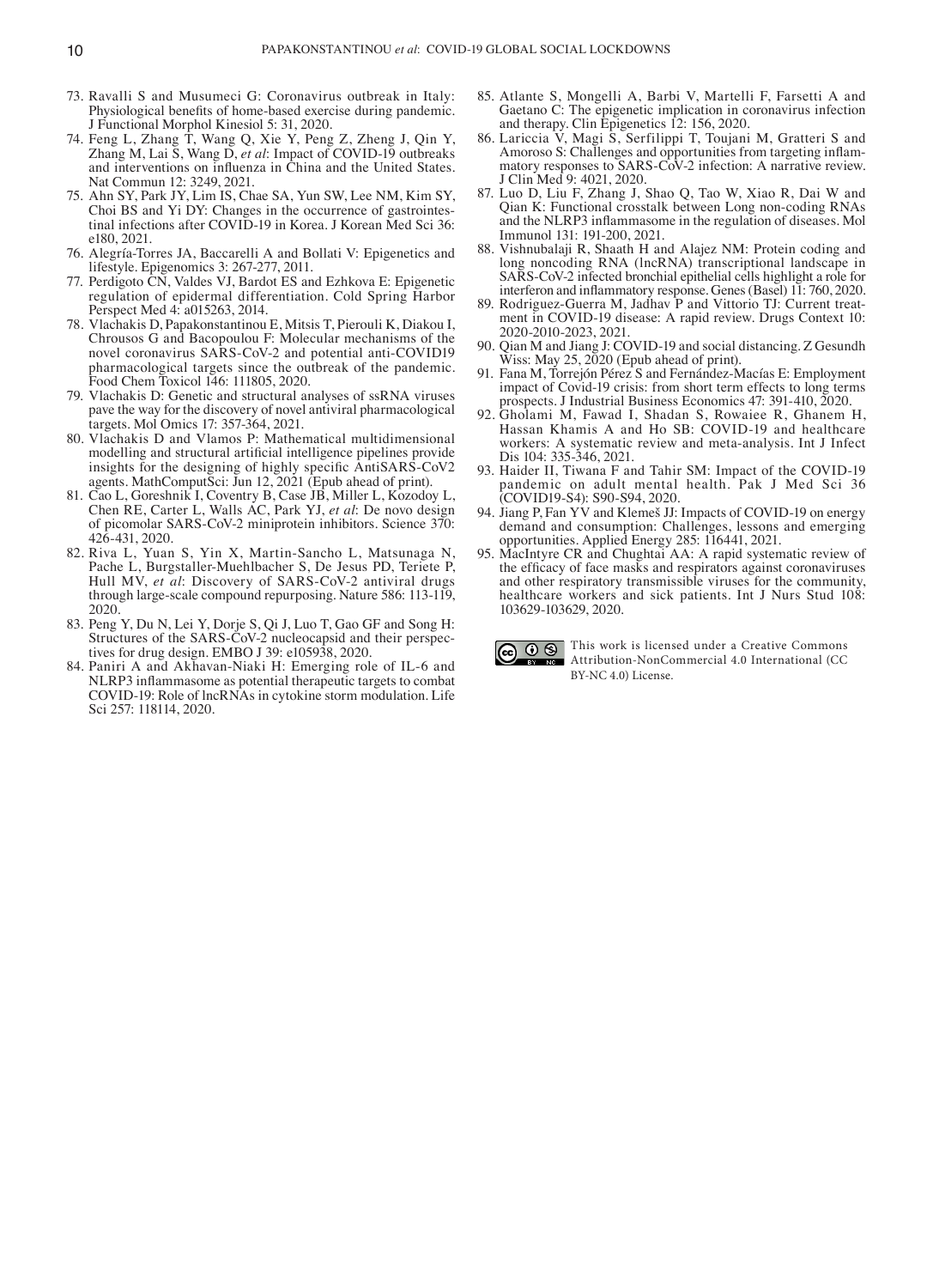73. Ravalli S and Musumeci G: Coronavirus outbreak in Italy: Physiological benefits of home-based exercise during pandemic. J Functional Morphol Kinesiol 5: 31, 2020.
74. Feng L, Zhang T, Wang Q, Xie Y, Peng Z, Zheng J, Qin Y, Zhang M, Lai S, Wang D, *et al*: Impact of COVID-19 outbreaks and interventions on influenza in China and the United States. Nat Commun 12: 3249, 2021.
75. Ahn SY, Park JY, Lim IS, Chae SA, Yun SW, Lee NM, Kim SY, Choi BS and Yi DY: Changes in the occurrence of gastrointestinal infections after COVID-19 in Korea. J Korean Med Sci 36: e180, 2021.
76. Alegría-Torres JA, Baccarelli A and Bollati V: Epigenetics and lifestyle. Epigenomics 3: 267-277, 2011.
77. Perdigoto CN, Valdes VJ, Bardot ES and Ezhkova E: Epigenetic regulation of epidermal differentiation. Cold Spring Harbor Perspect Med 4: a015263, 2014.
78. Vlachakis D, Papakonstantinou E, Mitsis T, Pierouli K, Diakou I, Chrousos G and Bacopoulou F: Molecular mechanisms of the novel coronavirus SARS-CoV-2 and potential anti-COVID19 pharmacological targets since the outbreak of the pandemic. Food Chem Toxicol 146: 111805, 2020.
79. Vlachakis D: Genetic and structural analyses of ssRNA viruses pave the way for the discovery of novel antiviral pharmacological targets. Mol Omics 17: 357-364, 2021.
80. Vlachakis D and Vlamos P: Mathematical multidimensional modelling and structural artificial intelligence pipelines provide insights for the designing of highly specific AntiSARS-CoV2 agents. MathComputSci: Jun 12, 2021 (Epub ahead of print).
81. Cao L, Goreshnik I, Coventry B, Case JB, Miller L, Kozodoy L, Chen RE, Carter L, Walls AC, Park YJ, *et al*: De novo design of picomolar SARS-CoV-2 miniprotein inhibitors. Science 370: 426-431, 2020.
82. Riva L, Yuan S, Yin X, Martin-Sancho L, Matsunaga N, Pache L, Burgstaller-Muehlbacher S, De Jesus PD, Teriete P, Hull MV, *et al*: Discovery of SARS-CoV-2 antiviral drugs through large-scale compound repurposing. Nature 586: 113-119, 2020.
83. Peng Y, Du N, Lei Y, Dorje S, Qi J, Luo T, Gao GF and Song H: Structures of the SARS-CoV-2 nucleocapsid and their perspectives for drug design. EMBO J 39: e105938, 2020.
84. Paniri A and Akhavan-Niaki H: Emerging role of IL-6 and NLRP3 inflammasome as potential therapeutic targets to combat COVID-19: Role of lncRNAs in cytokine storm modulation. Life Sci 257: 118114, 2020.
85. Atlante S, Mongelli A, Barbi V, Martelli F, Farsetti A and Gaetano C: The epigenetic implication in coronavirus infection and therapy. Clin Epigenetics 12: 156, 2020.
86. Lariccia V, Magi S, Serfilippi T, Toujani M, Gratteri S and Amoroso S: Challenges and opportunities from targeting inflammatory responses to SARS-CoV-2 infection: A narrative review. J Clin Med 9: 4021, 2020.
87. Luo D, Liu F, Zhang J, Shao Q, Tao W, Xiao R, Dai W and Qian K: Functional crosstalk between Long non-coding RNAs and the NLRP3 inflammasome in the regulation of diseases. Mol Immunol 131: 191-200, 2021.
88. Vishnubalaji R, Shaath H and Alajez NM: Protein coding and long noncoding RNA (lncRNA) transcriptional landscape in SARS-CoV-2 infected bronchial epithelial cells highlight a role for interferon and inflammatory response. Genes (Basel) 11: 760, 2020.
89. Rodriguez-Guerra M, Jadhav P and Vittorio TJ: Current treatment in COVID-19 disease: A rapid review. Drugs Context 10: 2020-2010-2023, 2021.
90. Qian M and Jiang J: COVID-19 and social distancing. Z Gesundh Wiss: May 25, 2020 (Epub ahead of print).
91. Fana M, Torrejón Pérez S and Fernández-Macías E: Employment impact of Covid-19 crisis: from short term effects to long terms prospects. J Industrial Business Economics 47: 391-410, 2020.
92. Gholami M, Fawad I, Shadan S, Rowaiee R, Ghanem H, Hassan Khamis A and Ho SB: COVID-19 and healthcare workers: A systematic review and meta-analysis. Int J Infect Dis 104: 335-346, 2021.
93. Haider II, Tiwana F and Tahir SM: Impact of the COVID-19 pandemic on adult mental health. Pak J Med Sci 36 (COVID19-S4): S90-S94, 2020.
94. Jiang P, Fan YV and Klemeš JJ: Impacts of COVID-19 on energy demand and consumption: Challenges, lessons and emerging opportunities. Applied Energy 285: 116441, 2021.
95. MacIntyre CR and Chughtai AA: A rapid systematic review of the efficacy of face masks and respirators against coronaviruses and other respiratory transmissible viruses for the community, healthcare workers and sick patients. Int J Nurs Stud 108: 103629-103629, 2020.

This work is licensed under a Creative Commons Attribution-NonCommercial 4.0 International (CC BY-NC 4.0) License.